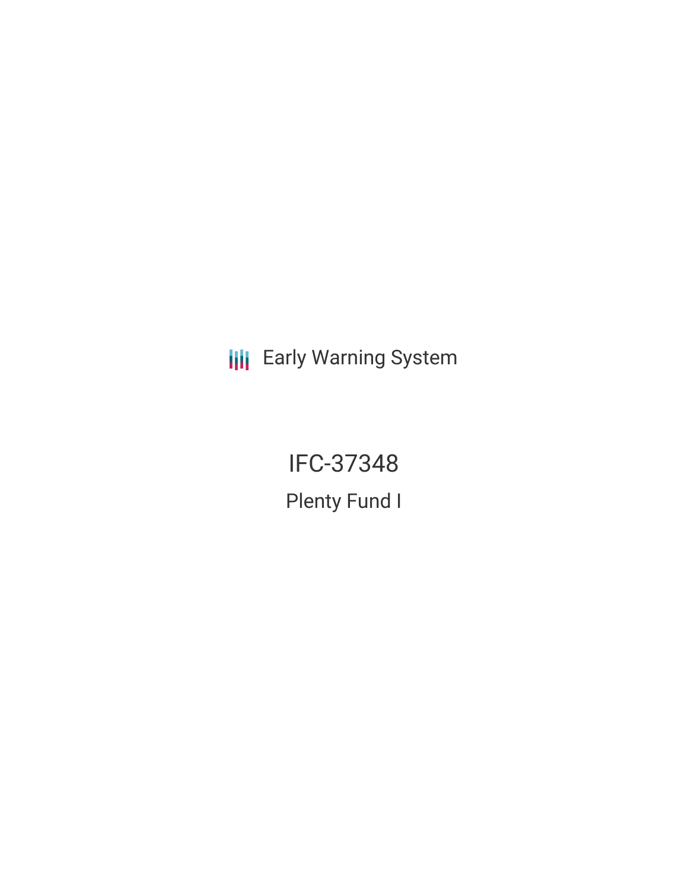Early Warning System

# IFC-37348

## Plenty Fund I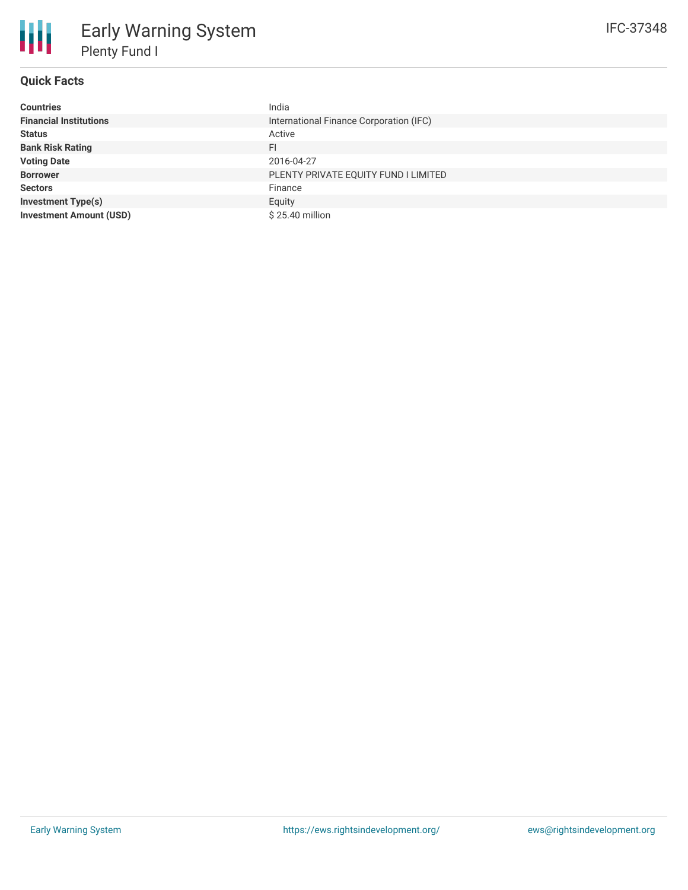# Early Warning System

## Plenty Fund I

IFC-37348

### Quick Facts

| | |
|---|---|
| **Countries** | India |
| **Financial Institutions** | International Finance Corporation (IFC) |
| **Status** | Active |
| **Bank Risk Rating** | FI |
| **Voting Date** | 2016-04-27 |
| **Borrower** | PLENTY PRIVATE EQUITY FUND I LIMITED |
| **Sectors** | Finance |
| **Investment Type(s)** | Equity |
| **Investment Amount (USD)** | $ 25.40 million |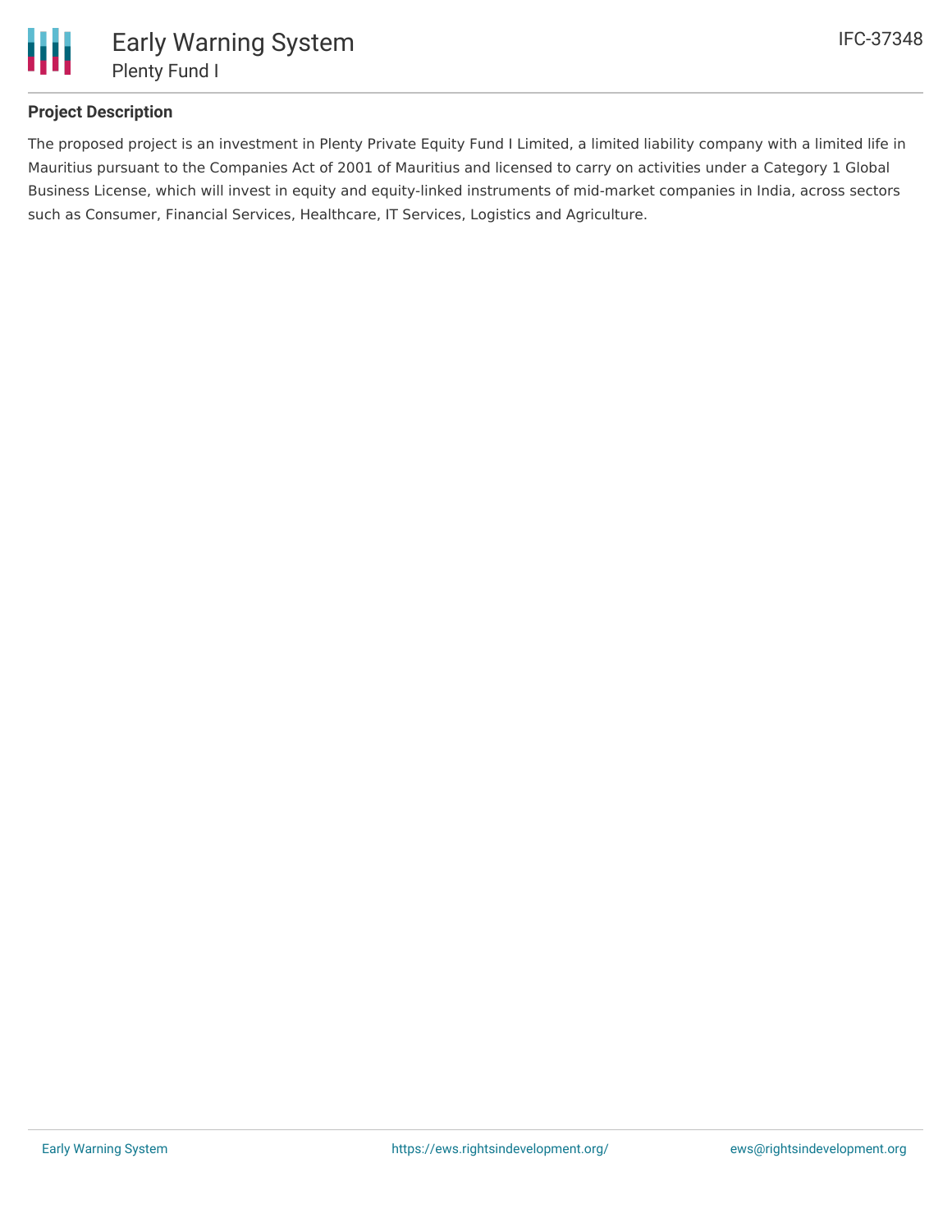## Project Description

The proposed project is an investment in Plenty Private Equity Fund I Limited, a limited liability company with a limited life in Mauritius pursuant to the Companies Act of 2001 of Mauritius and licensed to carry on activities under a Category 1 Global Business License, which will invest in equity and equity-linked instruments of mid-market companies in India, across sectors such as Consumer, Financial Services, Healthcare, IT Services, Logistics and Agriculture.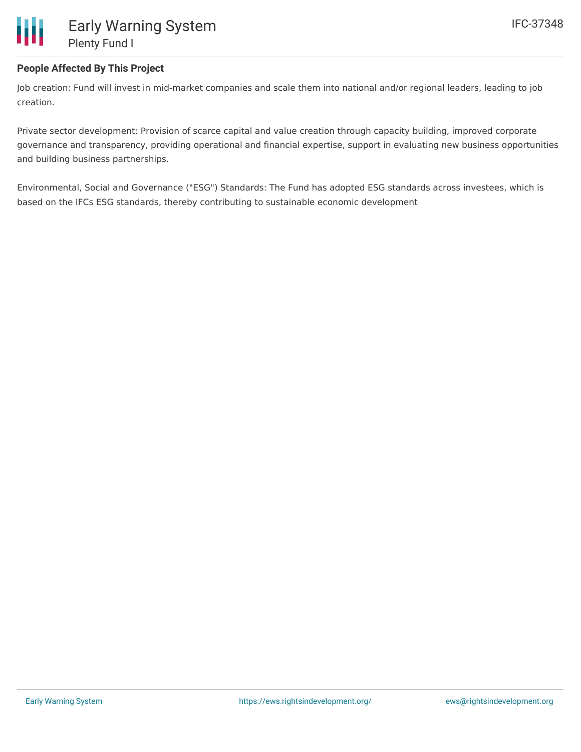## People Affected By This Project

Job creation: Fund will invest in mid-market companies and scale them into national and/or regional leaders, leading to job creation.

Private sector development: Provision of scarce capital and value creation through capacity building, improved corporate governance and transparency, providing operational and financial expertise, support in evaluating new business opportunities and building business partnerships.

Environmental, Social and Governance ("ESG") Standards: The Fund has adopted ESG standards across investees, which is based on the IFCs ESG standards, thereby contributing to sustainable economic development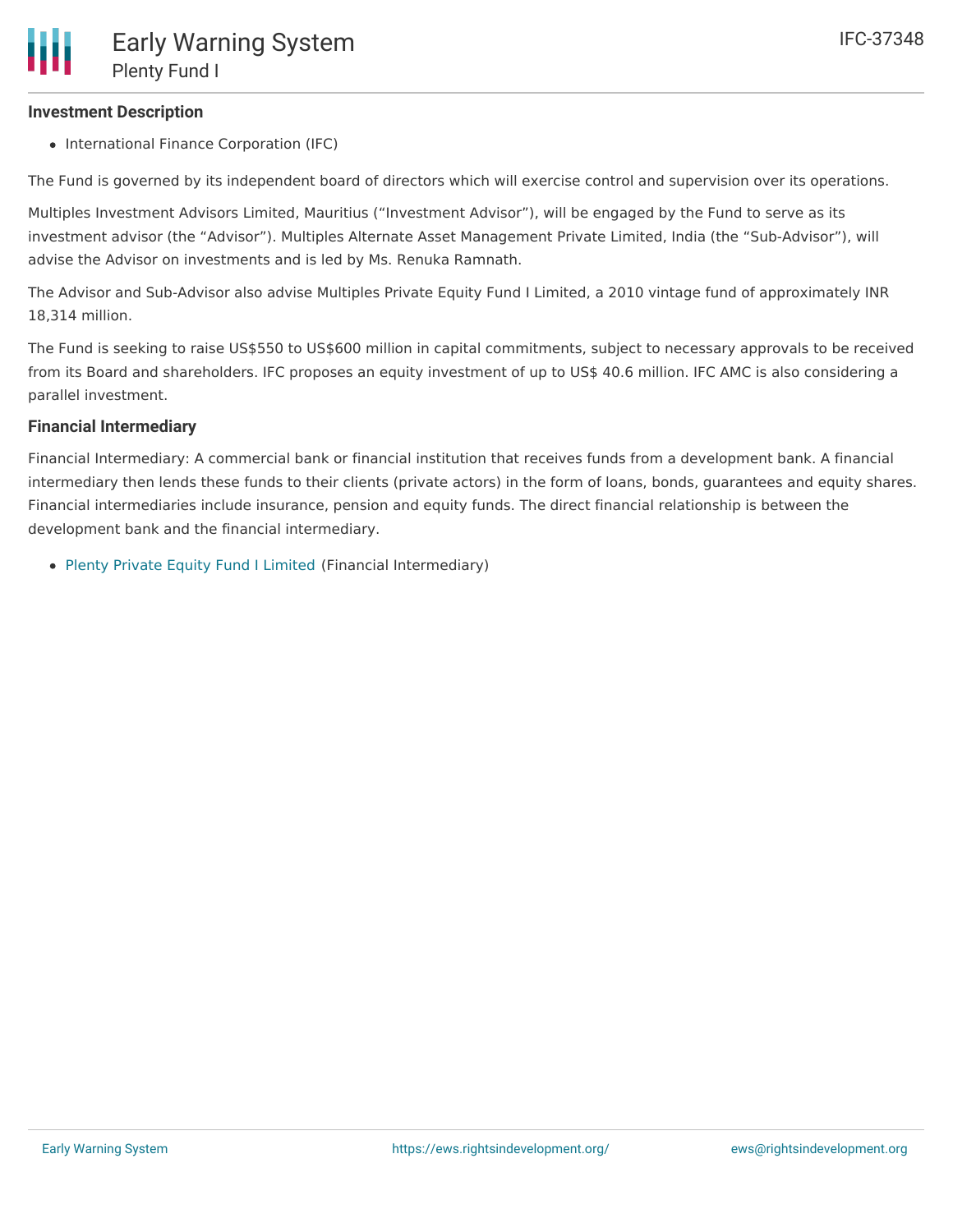### Investment Description

- International Finance Corporation (IFC)

The Fund is governed by its independent board of directors which will exercise control and supervision over its operations.

Multiples Investment Advisors Limited, Mauritius ("Investment Advisor"), will be engaged by the Fund to serve as its investment advisor (the "Advisor"). Multiples Alternate Asset Management Private Limited, India (the "Sub-Advisor"), will advise the Advisor on investments and is led by Ms. Renuka Ramnath.

The Advisor and Sub-Advisor also advise Multiples Private Equity Fund I Limited, a 2010 vintage fund of approximately INR 18,314 million.

The Fund is seeking to raise US$550 to US$600 million in capital commitments, subject to necessary approvals to be received from its Board and shareholders. IFC proposes an equity investment of up to US$ 40.6 million. IFC AMC is also considering a parallel investment.

### Financial Intermediary

Financial Intermediary: A commercial bank or financial institution that receives funds from a development bank. A financial intermediary then lends these funds to their clients (private actors) in the form of loans, bonds, guarantees and equity shares. Financial intermediaries include insurance, pension and equity funds. The direct financial relationship is between the development bank and the financial intermediary.

- Plenty Private Equity Fund I Limited (Financial Intermediary)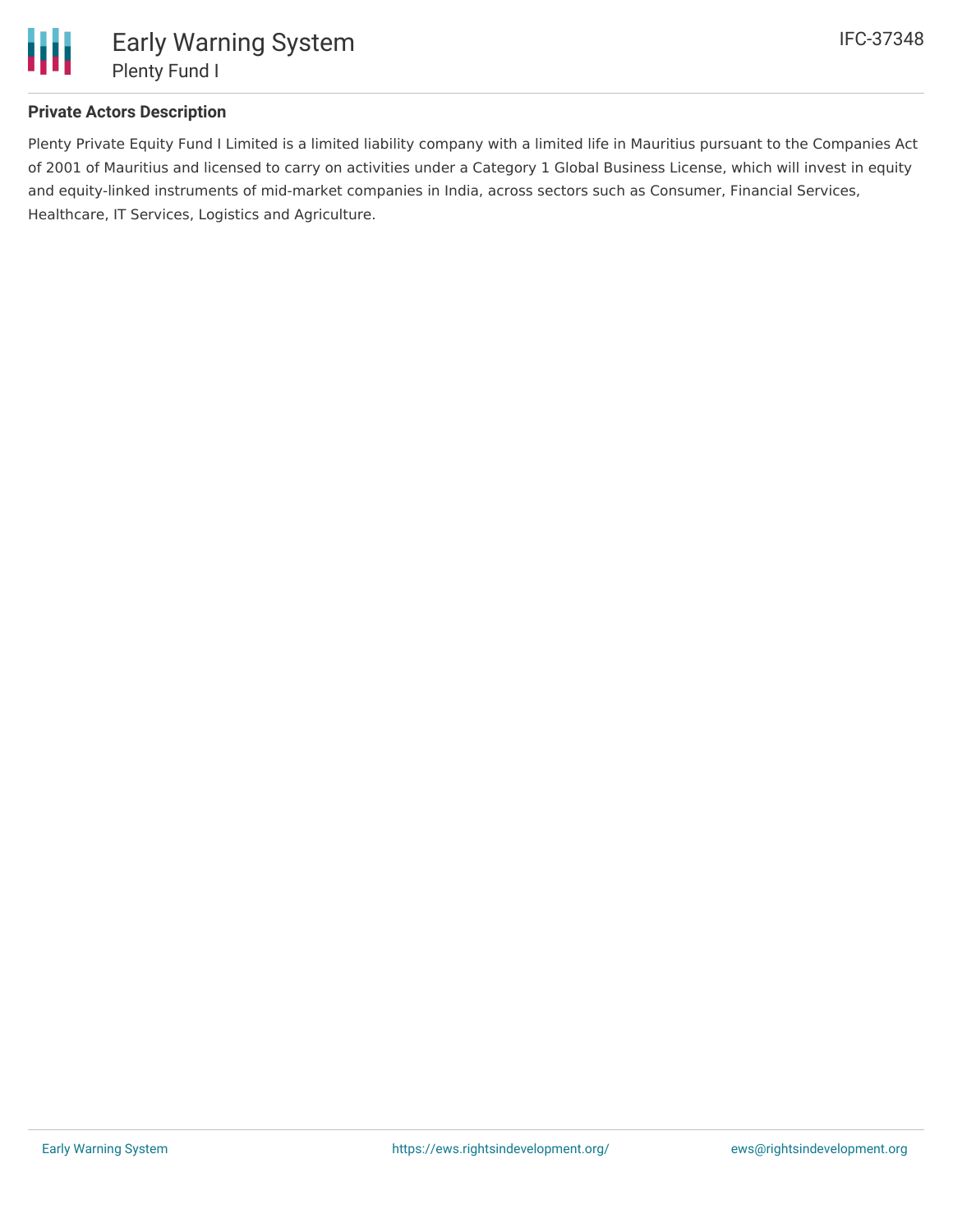## Private Actors Description

Plenty Private Equity Fund I Limited is a limited liability company with a limited life in Mauritius pursuant to the Companies Act of 2001 of Mauritius and licensed to carry on activities under a Category 1 Global Business License, which will invest in equity and equity-linked instruments of mid-market companies in India, across sectors such as Consumer, Financial Services, Healthcare, IT Services, Logistics and Agriculture.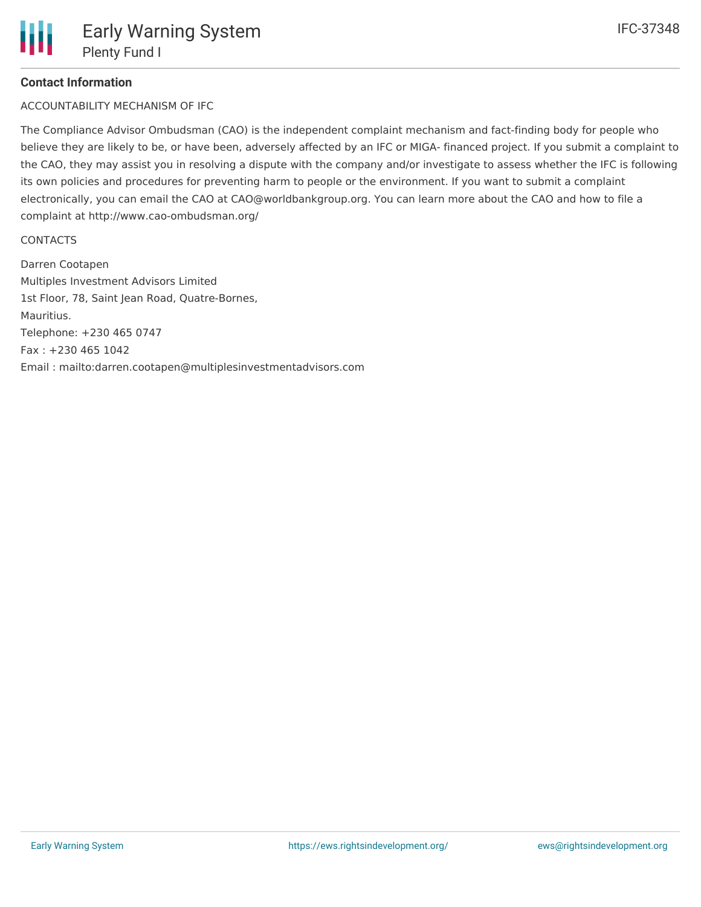## Contact Information

ACCOUNTABILITY MECHANISM OF IFC

The Compliance Advisor Ombudsman (CAO) is the independent complaint mechanism and fact-finding body for people who believe they are likely to be, or have been, adversely affected by an IFC or MIGA- financed project. If you submit a complaint to the CAO, they may assist you in resolving a dispute with the company and/or investigate to assess whether the IFC is following its own policies and procedures for preventing harm to people or the environment. If you want to submit a complaint electronically, you can email the CAO at CAO@worldbankgroup.org. You can learn more about the CAO and how to file a complaint at http://www.cao-ombudsman.org/

CONTACTS

Darren Cootapen
Multiples Investment Advisors Limited
1st Floor, 78, Saint Jean Road, Quatre-Bornes,
Mauritius.
Telephone: +230 465 0747
Fax : +230 465 1042
Email : mailto:darren.cootapen@multiplesinvestmentadvisors.com